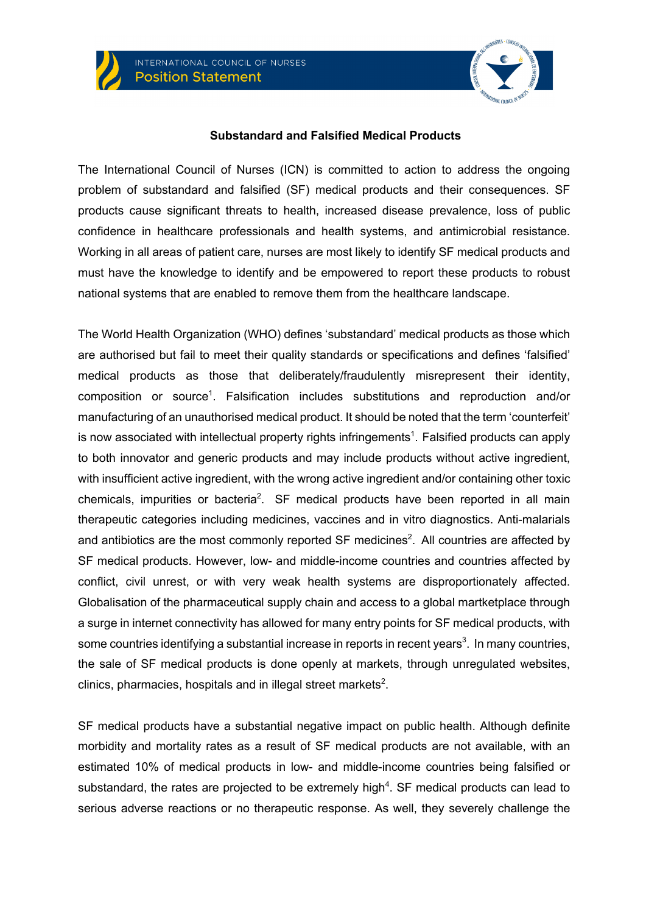INTERNATIONAL COUNCIL OF NURSES
Position Statement

# Substandard and Falsified Medical Products

The International Council of Nurses (ICN) is committed to action to address the ongoing problem of substandard and falsified (SF) medical products and their consequences. SF products cause significant threats to health, increased disease prevalence, loss of public confidence in healthcare professionals and health systems, and antimicrobial resistance. Working in all areas of patient care, nurses are most likely to identify SF medical products and must have the knowledge to identify and be empowered to report these products to robust national systems that are enabled to remove them from the healthcare landscape.

The World Health Organization (WHO) defines 'substandard' medical products as those which are authorised but fail to meet their quality standards or specifications and defines 'falsified' medical products as those that deliberately/fraudulently misrepresent their identity, composition or source[1]. Falsification includes substitutions and reproduction and/or manufacturing of an unauthorised medical product. It should be noted that the term 'counterfeit' is now associated with intellectual property rights infringements[1]. Falsified products can apply to both innovator and generic products and may include products without active ingredient, with insufficient active ingredient, with the wrong active ingredient and/or containing other toxic chemicals, impurities or bacteria[2]. SF medical products have been reported in all main therapeutic categories including medicines, vaccines and in vitro diagnostics. Anti-malarials and antibiotics are the most commonly reported SF medicines[2]. All countries are affected by SF medical products. However, low- and middle-income countries and countries affected by conflict, civil unrest, or with very weak health systems are disproportionately affected. Globalisation of the pharmaceutical supply chain and access to a global marketplace through a surge in internet connectivity has allowed for many entry points for SF medical products, with some countries identifying a substantial increase in reports in recent years[3]. In many countries, the sale of SF medical products is done openly at markets, through unregulated websites, clinics, pharmacies, hospitals and in illegal street markets[2].

SF medical products have a substantial negative impact on public health. Although definite morbidity and mortality rates as a result of SF medical products are not available, with an estimated 10% of medical products in low- and middle-income countries being falsified or substandard, the rates are projected to be extremely high[4]. SF medical products can lead to serious adverse reactions or no therapeutic response. As well, they severely challenge the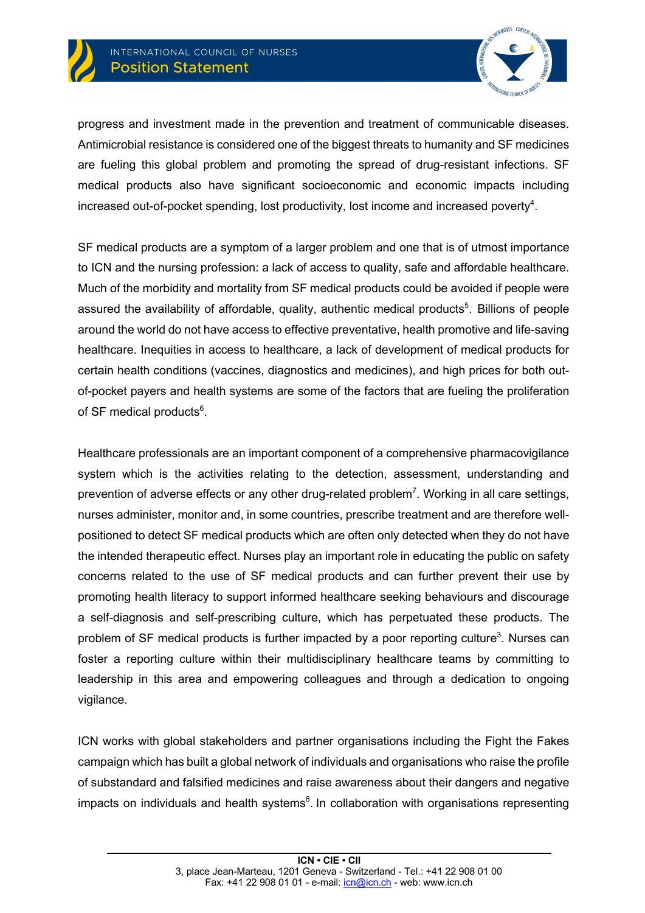progress and investment made in the prevention and treatment of communicable diseases. Antimicrobial resistance is considered one of the biggest threats to humanity and SF medicines are fueling this global problem and promoting the spread of drug-resistant infections. SF medical products also have significant socioeconomic and economic impacts including increased out-of-pocket spending, lost productivity, lost income and increased poverty[4].

SF medical products are a symptom of a larger problem and one that is of utmost importance to ICN and the nursing profession: a lack of access to quality, safe and affordable healthcare. Much of the morbidity and mortality from SF medical products could be avoided if people were assured the availability of affordable, quality, authentic medical products[5]. Billions of people around the world do not have access to effective preventative, health promotive and life-saving healthcare. Inequities in access to healthcare, a lack of development of medical products for certain health conditions (vaccines, diagnostics and medicines), and high prices for both out-of-pocket payers and health systems are some of the factors that are fueling the proliferation of SF medical products[6].

Healthcare professionals are an important component of a comprehensive pharmacovigilance system which is the activities relating to the detection, assessment, understanding and prevention of adverse effects or any other drug-related problem[7]. Working in all care settings, nurses administer, monitor and, in some countries, prescribe treatment and are therefore well-positioned to detect SF medical products which are often only detected when they do not have the intended therapeutic effect. Nurses play an important role in educating the public on safety concerns related to the use of SF medical products and can further prevent their use by promoting health literacy to support informed healthcare seeking behaviours and discourage a self-diagnosis and self-prescribing culture, which has perpetuated these products. The problem of SF medical products is further impacted by a poor reporting culture[3]. Nurses can foster a reporting culture within their multidisciplinary healthcare teams by committing to leadership in this area and empowering colleagues and through a dedication to ongoing vigilance.

ICN works with global stakeholders and partner organisations including the Fight the Fakes campaign which has built a global network of individuals and organisations who raise the profile of substandard and falsified medicines and raise awareness about their dangers and negative impacts on individuals and health systems[8]. In collaboration with organisations representing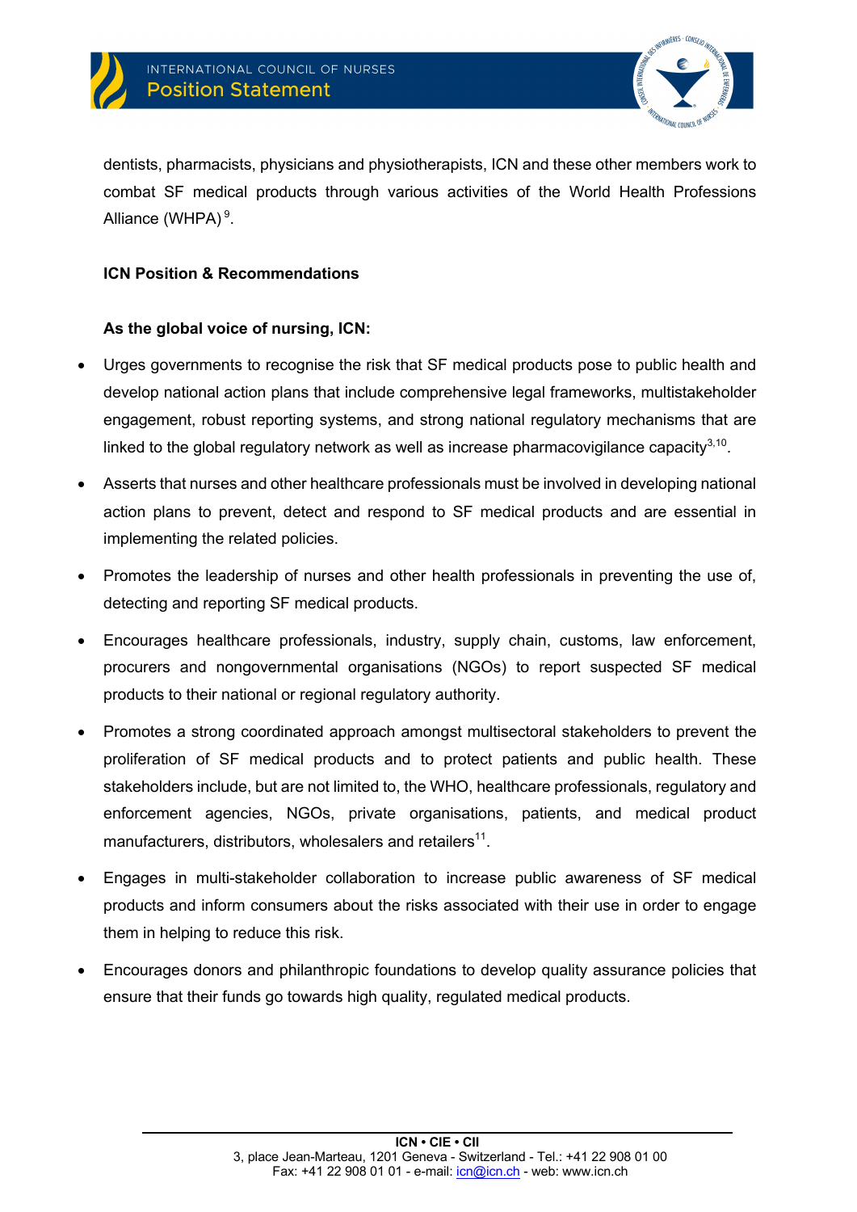dentists, pharmacists, physicians and physiotherapists, ICN and these other members work to combat SF medical products through various activities of the World Health Professions Alliance (WHPA)[9].

**ICN Position & Recommendations**

**As the global voice of nursing, ICN:**

- Urges governments to recognise the risk that SF medical products pose to public health and develop national action plans that include comprehensive legal frameworks, multistakeholder engagement, robust reporting systems, and strong national regulatory mechanisms that are linked to the global regulatory network as well as increase pharmacovigilance capacity[3,10].
- Asserts that nurses and other healthcare professionals must be involved in developing national action plans to prevent, detect and respond to SF medical products and are essential in implementing the related policies.
- Promotes the leadership of nurses and other health professionals in preventing the use of, detecting and reporting SF medical products.
- Encourages healthcare professionals, industry, supply chain, customs, law enforcement, procurers and nongovernmental organisations (NGOs) to report suspected SF medical products to their national or regional regulatory authority.
- Promotes a strong coordinated approach amongst multisectoral stakeholders to prevent the proliferation of SF medical products and to protect patients and public health. These stakeholders include, but are not limited to, the WHO, healthcare professionals, regulatory and enforcement agencies, NGOs, private organisations, patients, and medical product manufacturers, distributors, wholesalers and retailers[11].
- Engages in multi-stakeholder collaboration to increase public awareness of SF medical products and inform consumers about the risks associated with their use in order to engage them in helping to reduce this risk.
- Encourages donors and philanthropic foundations to develop quality assurance policies that ensure that their funds go towards high quality, regulated medical products.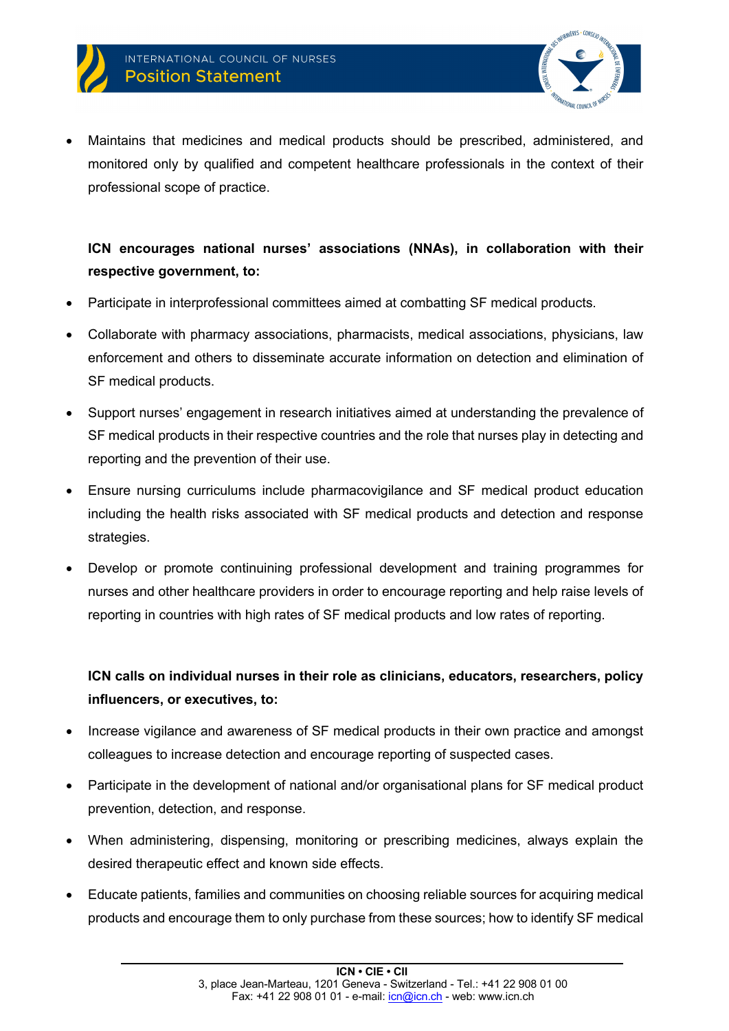- Maintains that medicines and medical products should be prescribed, administered, and monitored only by qualified and competent healthcare professionals in the context of their professional scope of practice.

**ICN encourages national nurses' associations (NNAs), in collaboration with their respective government, to:**

- Participate in interprofessional committees aimed at combatting SF medical products.
- Collaborate with pharmacy associations, pharmacists, medical associations, physicians, law enforcement and others to disseminate accurate information on detection and elimination of SF medical products.
- Support nurses' engagement in research initiatives aimed at understanding the prevalence of SF medical products in their respective countries and the role that nurses play in detecting and reporting and the prevention of their use.
- Ensure nursing curriculums include pharmacovigilance and SF medical product education including the health risks associated with SF medical products and detection and response strategies.
- Develop or promote continuining professional development and training programmes for nurses and other healthcare providers in order to encourage reporting and help raise levels of reporting in countries with high rates of SF medical products and low rates of reporting.

**ICN calls on individual nurses in their role as clinicians, educators, researchers, policy influencers, or executives, to:**

- Increase vigilance and awareness of SF medical products in their own practice and amongst colleagues to increase detection and encourage reporting of suspected cases.
- Participate in the development of national and/or organisational plans for SF medical product prevention, detection, and response.
- When administering, dispensing, monitoring or prescribing medicines, always explain the desired therapeutic effect and known side effects.
- Educate patients, families and communities on choosing reliable sources for acquiring medical products and encourage them to only purchase from these sources; how to identify SF medical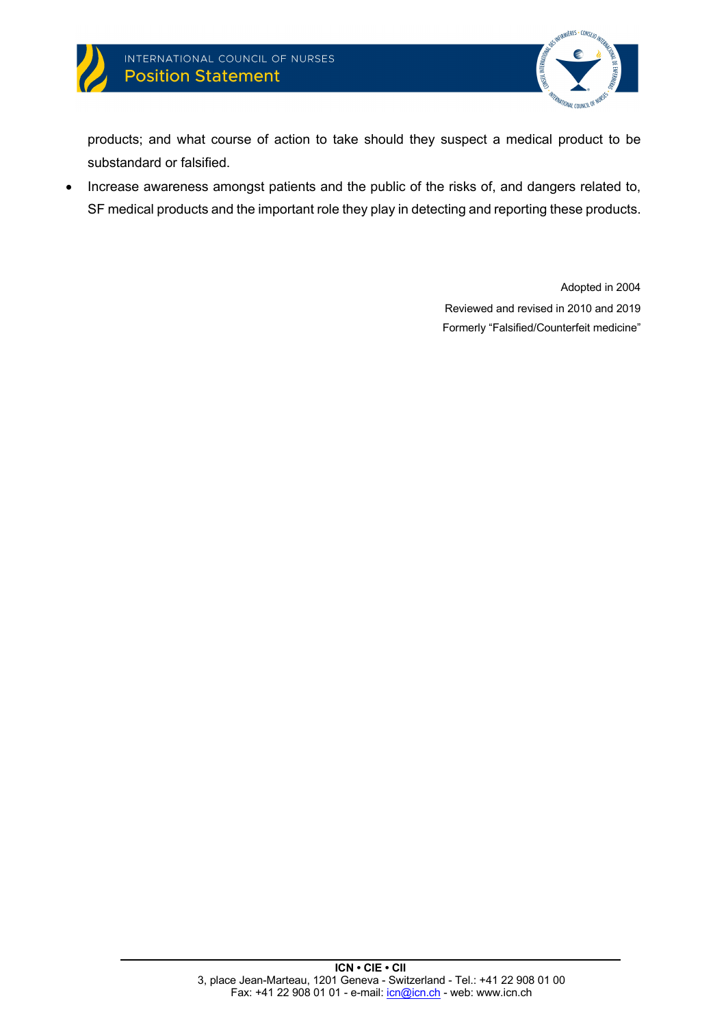products; and what course of action to take should they suspect a medical product to be substandard or falsified.

- Increase awareness amongst patients and the public of the risks of, and dangers related to, SF medical products and the important role they play in detecting and reporting these products.

Adopted in 2004

Reviewed and revised in 2010 and 2019

Formerly "Falsified/Counterfeit medicine"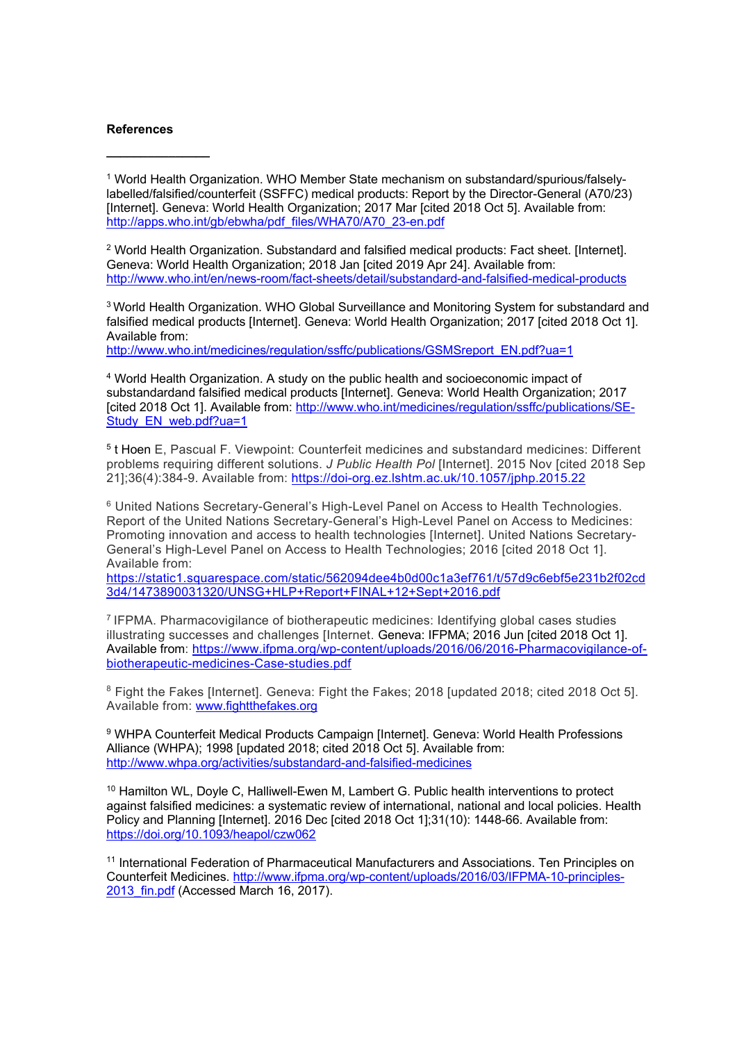**References**

---

[1] World Health Organization. WHO Member State mechanism on substandard/spurious/falsely-labelled/falsified/counterfeit (SSFFC) medical products: Report by the Director-General (A70/23) [Internet]. Geneva: World Health Organization; 2017 Mar [cited 2018 Oct 5]. Available from: http://apps.who.int/gb/ebwha/pdf_files/WHA70/A70_23-en.pdf

[2] World Health Organization. Substandard and falsified medical products: Fact sheet. [Internet]. Geneva: World Health Organization; 2018 Jan [cited 2019 Apr 24]. Available from: http://www.who.int/en/news-room/fact-sheets/detail/substandard-and-falsified-medical-products

[3] World Health Organization. WHO Global Surveillance and Monitoring System for substandard and falsified medical products [Internet]. Geneva: World Health Organization; 2017 [cited 2018 Oct 1]. Available from: http://www.who.int/medicines/regulation/ssffc/publications/GSMSreport_EN.pdf?ua=1

[4] World Health Organization. A study on the public health and socioeconomic impact of substandardand falsified medical products [Internet]. Geneva: World Health Organization; 2017 [cited 2018 Oct 1]. Available from: http://www.who.int/medicines/regulation/ssffc/publications/SE-Study_EN_web.pdf?ua=1

[5] t Hoen E, Pascual F. Viewpoint: Counterfeit medicines and substandard medicines: Different problems requiring different solutions. *J Public Health Pol* [Internet]. 2015 Nov [cited 2018 Sep 21];36(4):384-9. Available from: https://doi-org.ez.lshtm.ac.uk/10.1057/jphp.2015.22

[6] United Nations Secretary-General's High-Level Panel on Access to Health Technologies. Report of the United Nations Secretary-General's High-Level Panel on Access to Medicines: Promoting innovation and access to health technologies [Internet]. United Nations Secretary-General's High-Level Panel on Access to Health Technologies; 2016 [cited 2018 Oct 1]. Available from: https://static1.squarespace.com/static/562094dee4b0d00c1a3ef761/t/57d9c6ebf5e231b2f02cd3d4/1473890031320/UNSG+HLP+Report+FINAL+12+Sept+2016.pdf

[7] IFPMA. Pharmacovigilance of biotherapeutic medicines: Identifying global cases studies illustrating successes and challenges [Internet. Geneva: IFPMA; 2016 Jun [cited 2018 Oct 1]. Available from: https://www.ifpma.org/wp-content/uploads/2016/06/2016-Pharmacovigilance-of-biotherapeutic-medicines-Case-studies.pdf

[8] Fight the Fakes [Internet]. Geneva: Fight the Fakes; 2018 [updated 2018; cited 2018 Oct 5]. Available from: www.fightthefakes.org

[9] WHPA Counterfeit Medical Products Campaign [Internet]. Geneva: World Health Professions Alliance (WHPA); 1998 [updated 2018; cited 2018 Oct 5]. Available from: http://www.whpa.org/activities/substandard-and-falsified-medicines

[10] Hamilton WL, Doyle C, Halliwell-Ewen M, Lambert G. Public health interventions to protect against falsified medicines: a systematic review of international, national and local policies. Health Policy and Planning [Internet]. 2016 Dec [cited 2018 Oct 1];31(10): 1448-66. Available from: https://doi.org/10.1093/heapol/czw062

[11] International Federation of Pharmaceutical Manufacturers and Associations. Ten Principles on Counterfeit Medicines. http://www.ifpma.org/wp-content/uploads/2016/03/IFPMA-10-principles-2013_fin.pdf (Accessed March 16, 2017).